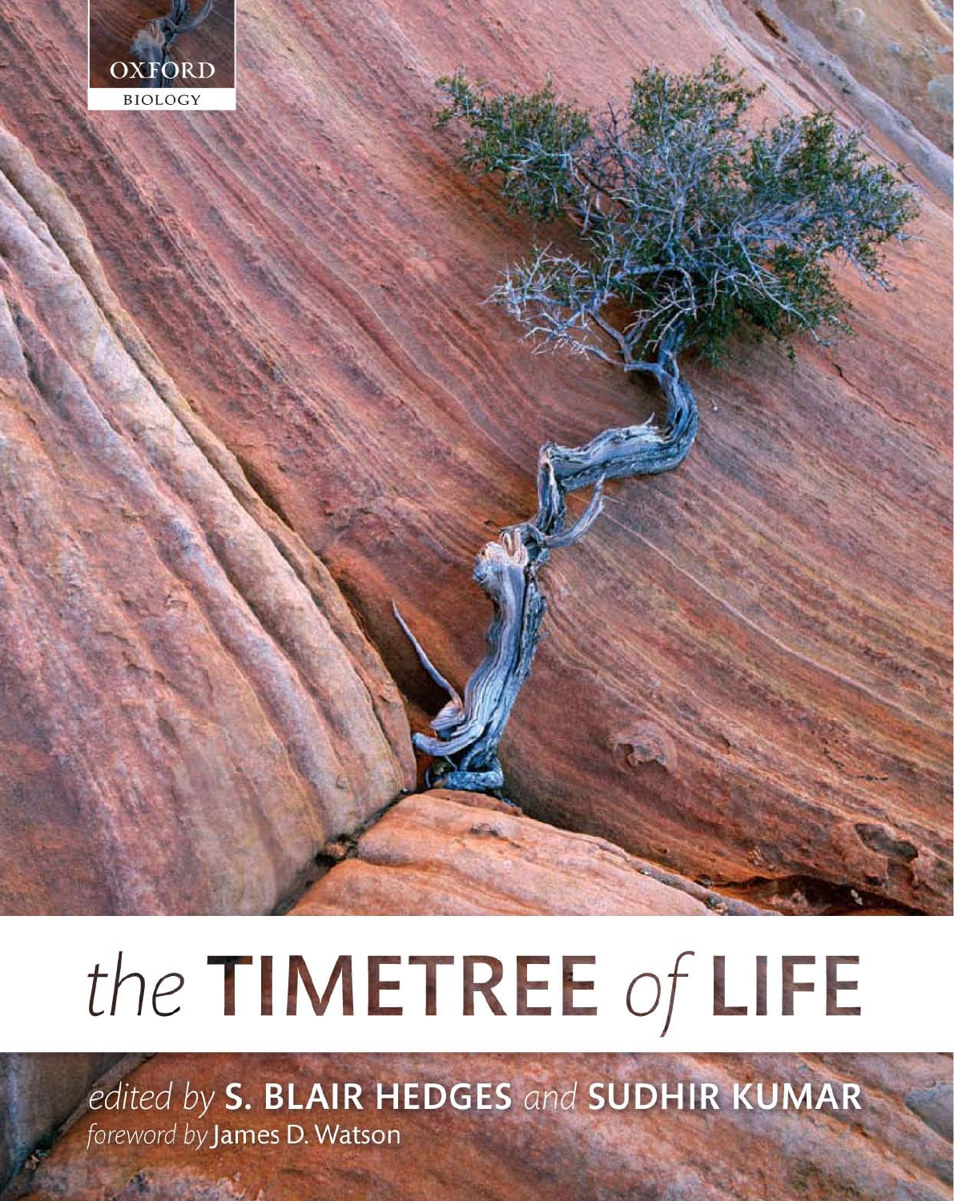OXFORD

BIOLOGY

# the TIMETREE of LIFE

*edited by* **S. BLAIR HEDGES** *and* **SUDHIR KUMAR**

*foreword by* James D. Watson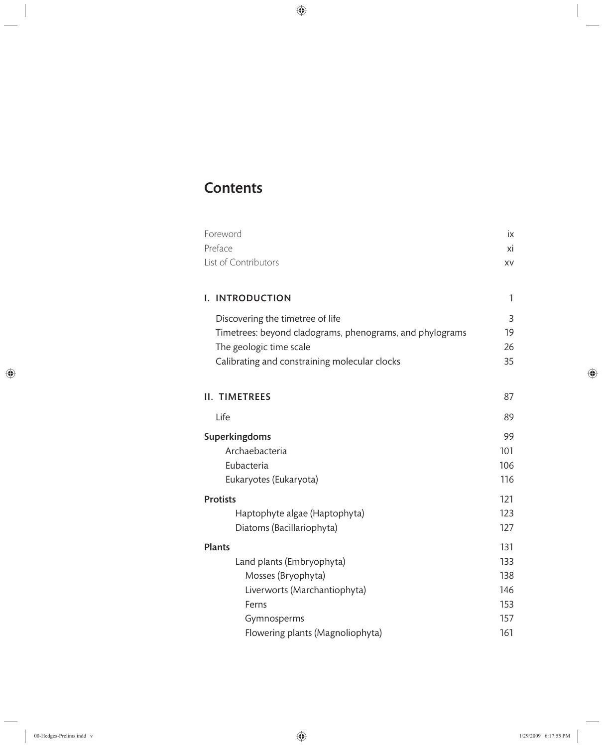# Contents

| | |
|---|---|
| Foreword | ix |
| Preface | xi |
| List of Contributors | xv |
| **I. INTRODUCTION** | 1 |
| Discovering the timetree of life | 3 |
| Timetrees: beyond cladograms, phenograms, and phylograms | 19 |
| The geologic time scale | 26 |
| Calibrating and constraining molecular clocks | 35 |
| **II. TIMETREES** | 87 |
| Life | 89 |
| **Superkingdoms** | 99 |
| Archaebacteria | 101 |
| Eubacteria | 106 |
| Eukaryotes (Eukaryota) | 116 |
| **Protists** | 121 |
| Haptophyte algae (Haptophyta) | 123 |
| Diatoms (Bacillariophyta) | 127 |
| **Plants** | 131 |
| Land plants (Embryophyta) | 133 |
| Mosses (Bryophyta) | 138 |
| Liverworts (Marchantiophyta) | 146 |
| Ferns | 153 |
| Gymnosperms | 157 |
| Flowering plants (Magnoliophyta) | 161 |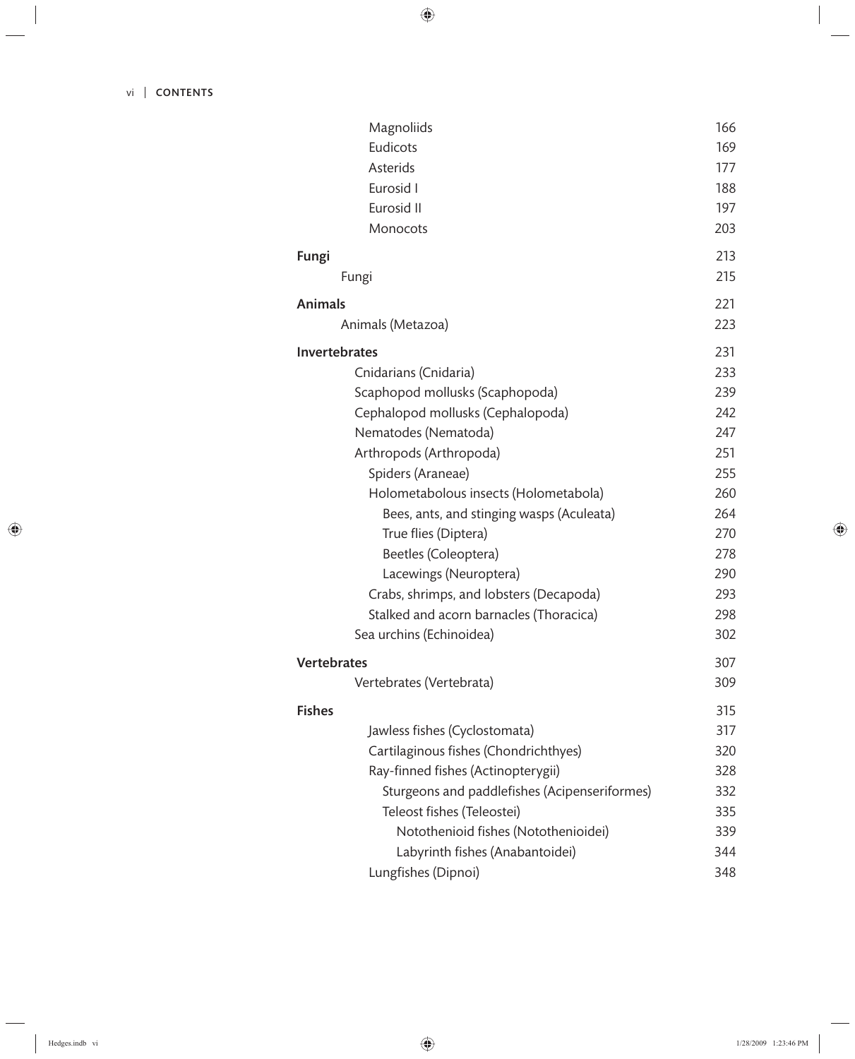Magnoliids 166
Eudicots 169
Asterids 177
Eurosid I 188
Eurosid II 197
Monocots 203

**Fungi** 213

Fungi 215

**Animals** 221

Animals (Metazoa) 223

**Invertebrates** 231

- Cnidarians (Cnidaria) 233
- Scaphopod mollusks (Scaphopoda) 239
- Cephalopod mollusks (Cephalopoda) 242
- Nematodes (Nematoda) 247
- Arthropods (Arthropoda) 251
  - Spiders (Araneae) 255
  - Holometabolous insects (Holometabola) 260
    - Bees, ants, and stinging wasps (Aculeata) 264
    - True flies (Diptera) 270
    - Beetles (Coleoptera) 278
    - Lacewings (Neuroptera) 290
  - Crabs, shrimps, and lobsters (Decapoda) 293
  - Stalked and acorn barnacles (Thoracica) 298
- Sea urchins (Echinoidea) 302

**Vertebrates** 307

Vertebrates (Vertebrata) 309

**Fishes** 315

- Jawless fishes (Cyclostomata) 317
- Cartilaginous fishes (Chondrichthyes) 320
- Ray-finned fishes (Actinopterygii) 328
  - Sturgeons and paddlefishes (Acipenseriformes) 332
  - Teleost fishes (Teleostei) 335
    - Notothenioid fishes (Notothenioidei) 339
    - Labyrinth fishes (Anabantoidei) 344
- Lungfishes (Dipnoi) 348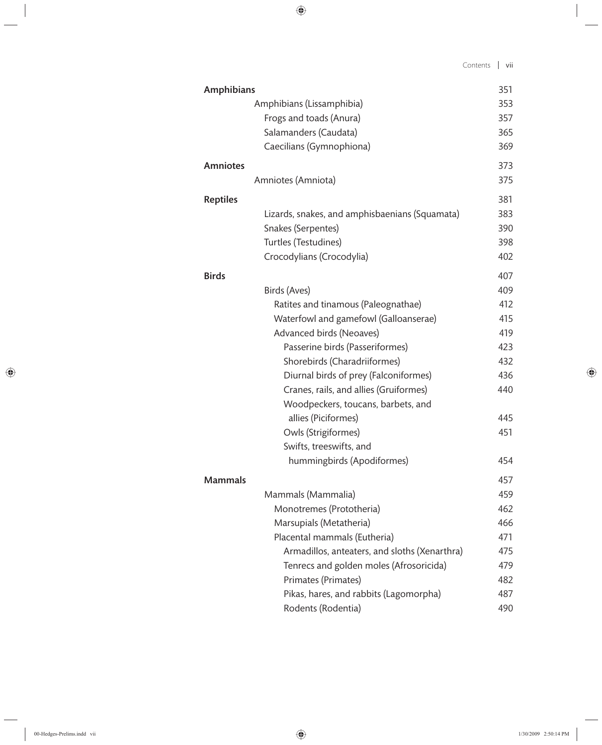| | |
|---|---|
| **Amphibians** | 351 |
| Amphibians (Lissamphibia) | 353 |
| Frogs and toads (Anura) | 357 |
| Salamanders (Caudata) | 365 |
| Caecilians (Gymnophiona) | 369 |
| **Amniotes** | 373 |
| Amniotes (Amniota) | 375 |
| **Reptiles** | 381 |
| Lizards, snakes, and amphisbaenians (Squamata) | 383 |
| Snakes (Serpentes) | 390 |
| Turtles (Testudines) | 398 |
| Crocodylians (Crocodylia) | 402 |
| **Birds** | 407 |
| Birds (Aves) | 409 |
| Ratites and tinamous (Paleognathae) | 412 |
| Waterfowl and gamefowl (Galloanserae) | 415 |
| Advanced birds (Neoaves) | 419 |
| Passerine birds (Passeriformes) | 423 |
| Shorebirds (Charadriiformes) | 432 |
| Diurnal birds of prey (Falconiformes) | 436 |
| Cranes, rails, and allies (Gruiformes) | 440 |
| Woodpeckers, toucans, barbets, and allies (Piciformes) | 445 |
| Owls (Strigiformes) | 451 |
| Swifts, treeswifts, and hummingbirds (Apodiformes) | 454 |
| **Mammals** | 457 |
| Mammals (Mammalia) | 459 |
| Monotremes (Prototheria) | 462 |
| Marsupials (Metatheria) | 466 |
| Placental mammals (Eutheria) | 471 |
| Armadillos, anteaters, and sloths (Xenarthra) | 475 |
| Tenrecs and golden moles (Afrosoricida) | 479 |
| Primates (Primates) | 482 |
| Pikas, hares, and rabbits (Lagomorpha) | 487 |
| Rodents (Rodentia) | 490 |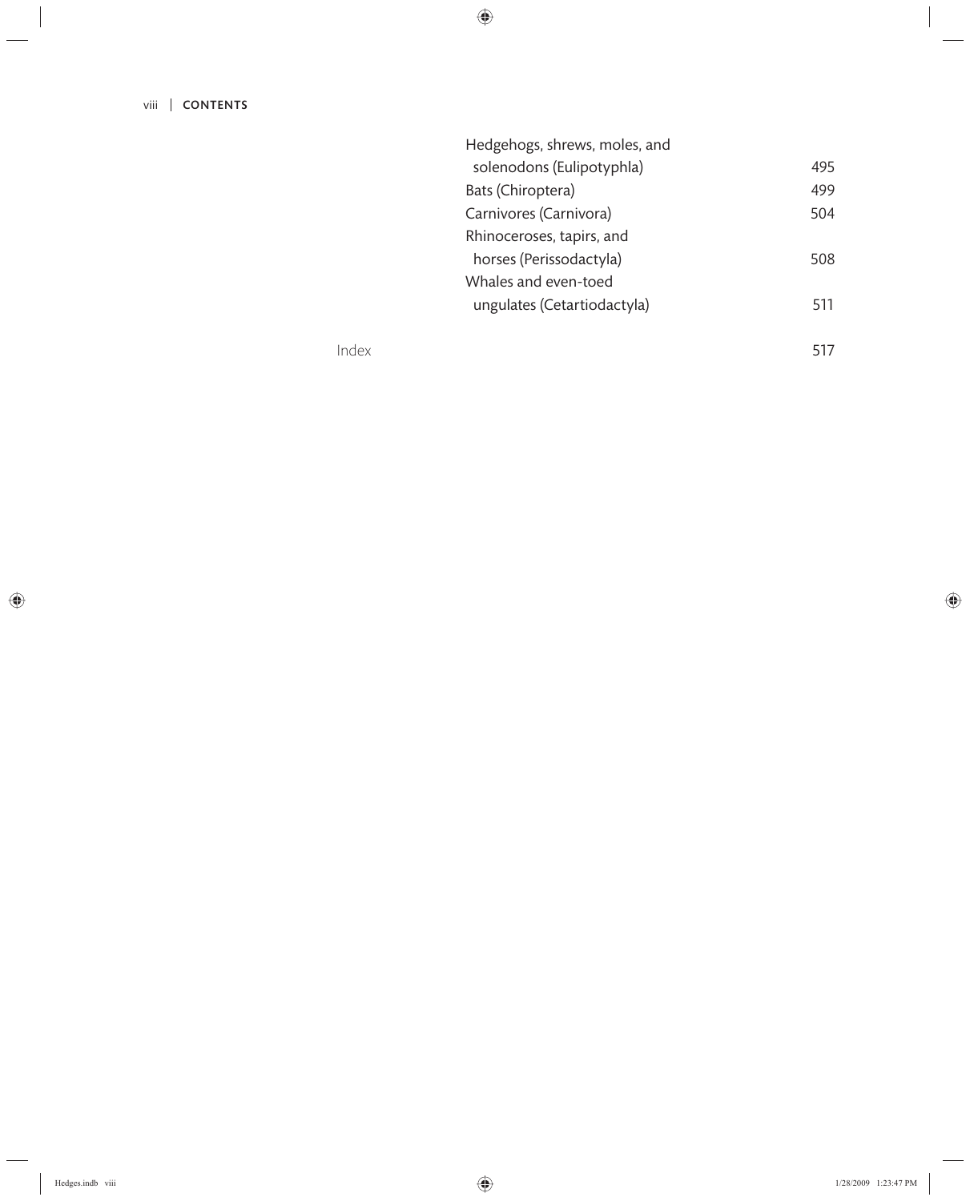| | |
|---|---|
| Hedgehogs, shrews, moles, and solenodons (Eulipotyphla) | 495 |
| Bats (Chiroptera) | 499 |
| Carnivores (Carnivora) | 504 |
| Rhinoceroses, tapirs, and horses (Perissodactyla) | 508 |
| Whales and even-toed ungulates (Cetartiodactyla) | 511 |

Index 517